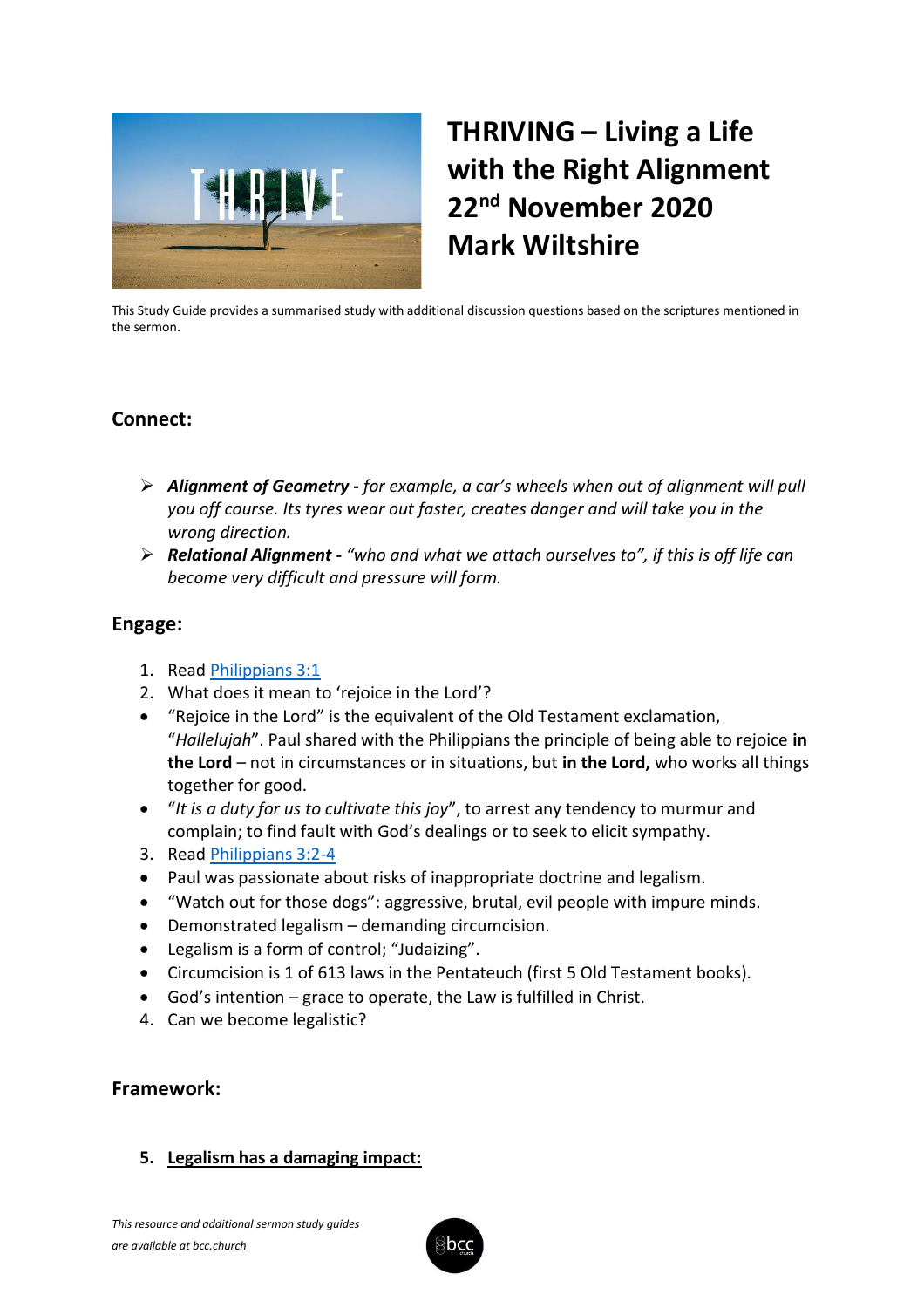# THRIVING – Living a Life with the Right Alignment
# 22nd November 2020
# Mark Wiltshire

This Study Guide provides a summarised study with additional discussion questions based on the scriptures mentioned in the sermon.

## Connect:

- ***Alignment of Geometry -*** *for example, a car's wheels when out of alignment will pull you off course. Its tyres wear out faster, creates danger and will take you in the wrong direction.*
- ***Relational Alignment -*** *"who and what we attach ourselves to", if this is off life can become very difficult and pressure will form.*

## Engage:

1. Read [Philippians 3:1]
2. What does it mean to 'rejoice in the Lord'?

- "Rejoice in the Lord" is the equivalent of the Old Testament exclamation, "*Hallelujah*". Paul shared with the Philippians the principle of being able to rejoice **in the Lord** – not in circumstances or in situations, but **in the Lord,** who works all things together for good.
- "*It is a duty for us to cultivate this joy*", to arrest any tendency to murmur and complain; to find fault with God's dealings or to seek to elicit sympathy.

3. Read [Philippians 3:2-4]

- Paul was passionate about risks of inappropriate doctrine and legalism.
- "Watch out for those dogs": aggressive, brutal, evil people with impure minds.
- Demonstrated legalism – demanding circumcision.
- Legalism is a form of control; "Judaizing".
- Circumcision is 1 of 613 laws in the Pentateuch (first 5 Old Testament books).
- God's intention – grace to operate, the Law is fulfilled in Christ.

4. Can we become legalistic?

## Framework:

5. **Legalism has a damaging impact:**

*This resource and additional sermon study guides are available at bcc.church*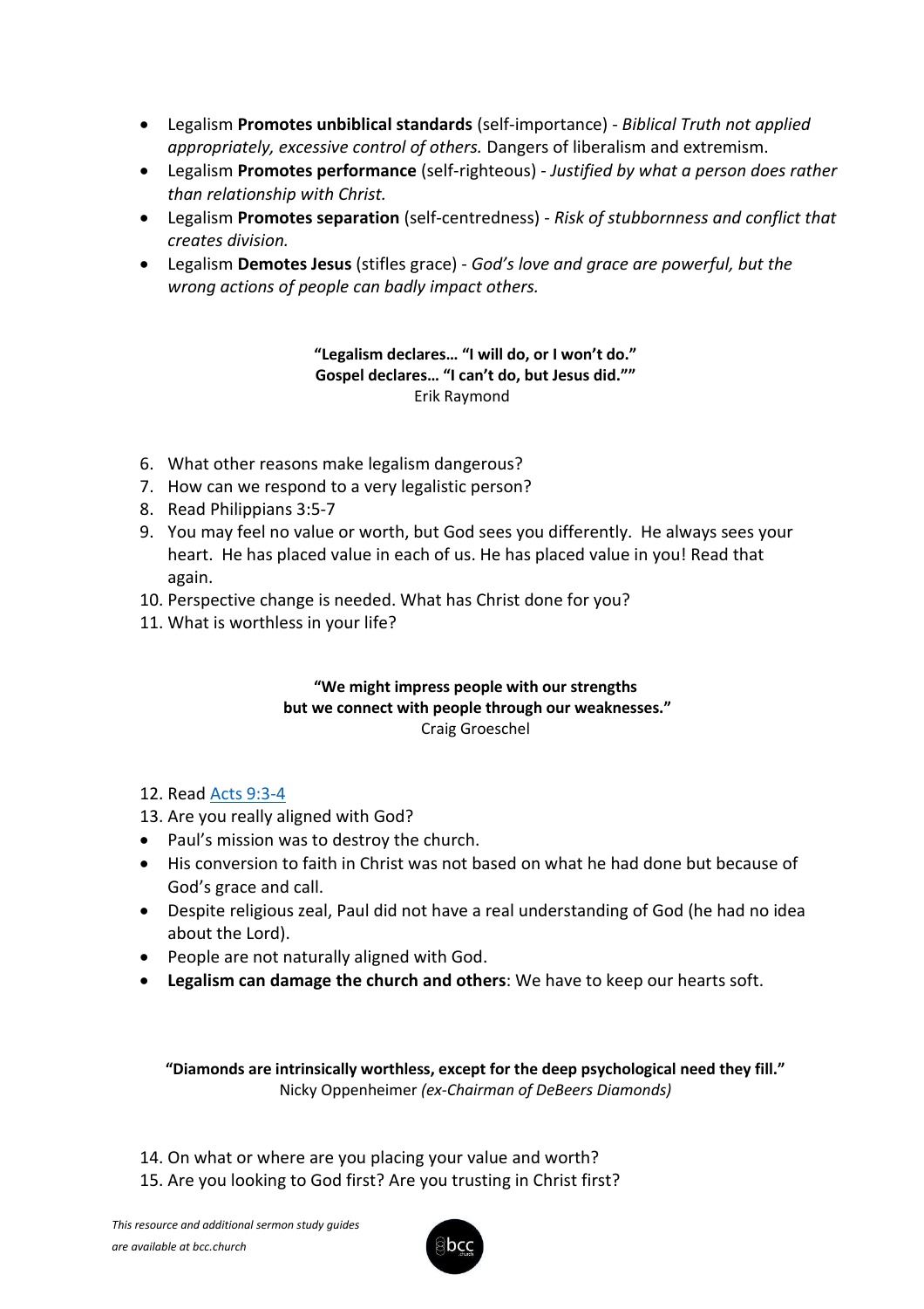- Legalism **Promotes unbiblical standards** (self-importance) - *Biblical Truth not applied appropriately, excessive control of others.* Dangers of liberalism and extremism.
- Legalism **Promotes performance** (self-righteous) - *Justified by what a person does rather than relationship with Christ.*
- Legalism **Promotes separation** (self-centredness) - *Risk of stubbornness and conflict that creates division.*
- Legalism **Demotes Jesus** (stifles grace) - *God's love and grace are powerful, but the wrong actions of people can badly impact others.*

**"Legalism declares… "I will do, or I won't do."**
**Gospel declares… "I can't do, but Jesus did.""**
Erik Raymond

6. What other reasons make legalism dangerous?
7. How can we respond to a very legalistic person?
8. Read Philippians 3:5-7
9. You may feel no value or worth, but God sees you differently. He always sees your heart. He has placed value in each of us. He has placed value in you! Read that again.
10. Perspective change is needed. What has Christ done for you?
11. What is worthless in your life?

**"We might impress people with our strengths**
**but we connect with people through our weaknesses."**
Craig Groeschel

12. Read [Acts 9:3-4]
13. Are you really aligned with God?

- Paul's mission was to destroy the church.
- His conversion to faith in Christ was not based on what he had done but because of God's grace and call.
- Despite religious zeal, Paul did not have a real understanding of God (he had no idea about the Lord).
- People are not naturally aligned with God.
- **Legalism can damage the church and others**: We have to keep our hearts soft.

**"Diamonds are intrinsically worthless, except for the deep psychological need they fill."**
Nicky Oppenheimer *(ex-Chairman of DeBeers Diamonds)*

14. On what or where are you placing your value and worth?
15. Are you looking to God first? Are you trusting in Christ first?

*This resource and additional sermon study guides are available at bcc.church*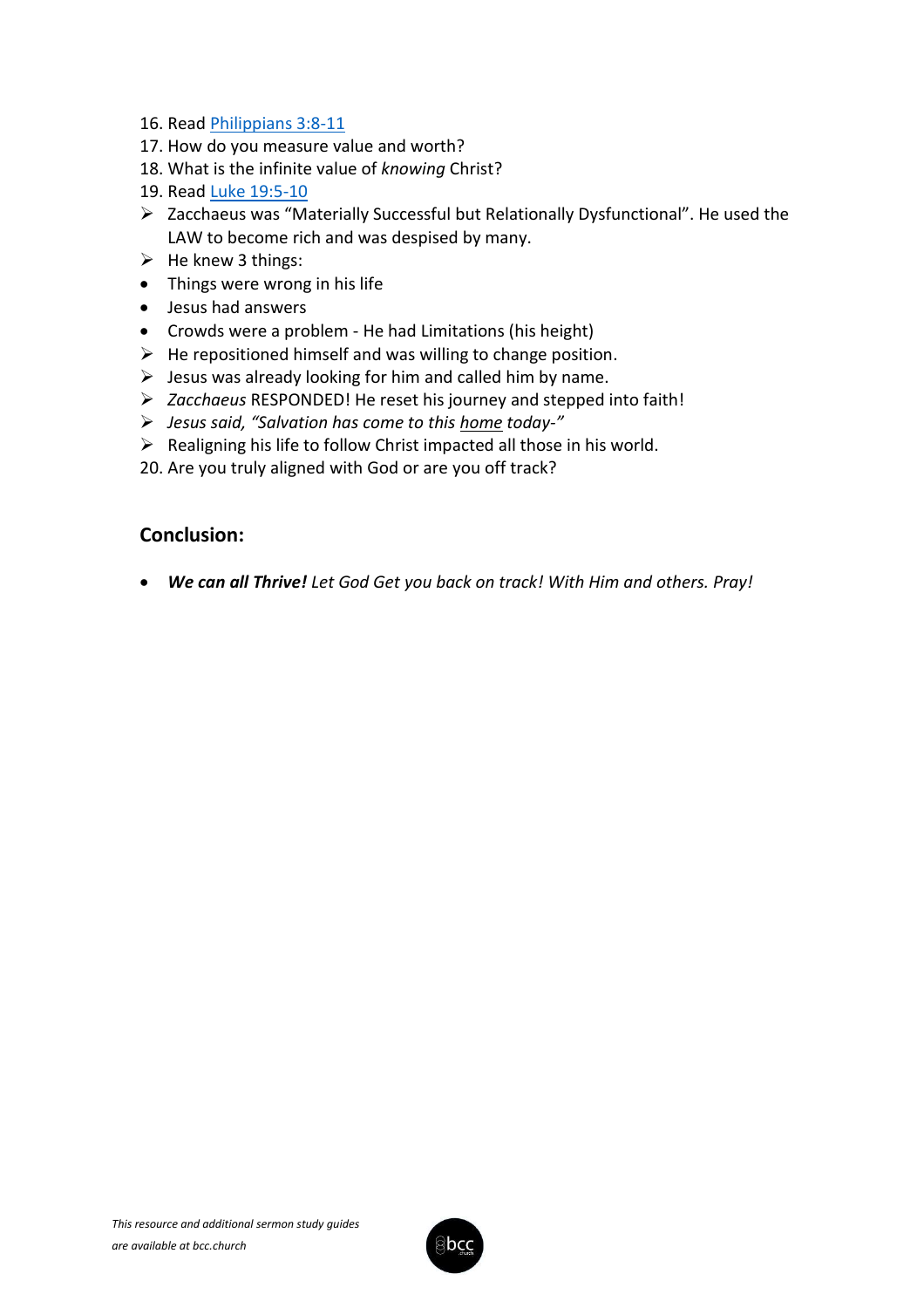16. Read [Philippians 3:8-11]
17. How do you measure value and worth?
18. What is the infinite value of *knowing* Christ?
19. Read [Luke 19:5-10]

- Zacchaeus was "Materially Successful but Relationally Dysfunctional". He used the LAW to become rich and was despised by many.
- He knew 3 things:
- Things were wrong in his life
- Jesus had answers
- Crowds were a problem - He had Limitations (his height)
- He repositioned himself and was willing to change position.
- Jesus was already looking for him and called him by name.
- *Zacchaeus* RESPONDED! He reset his journey and stepped into faith!
- *Jesus said, "Salvation has come to this home today-"*
- Realigning his life to follow Christ impacted all those in his world.

20. Are you truly aligned with God or are you off track?

## Conclusion:

- ***We can all Thrive!*** *Let God Get you back on track! With Him and others. Pray!*

*This resource and additional sermon study guides are available at bcc.church*